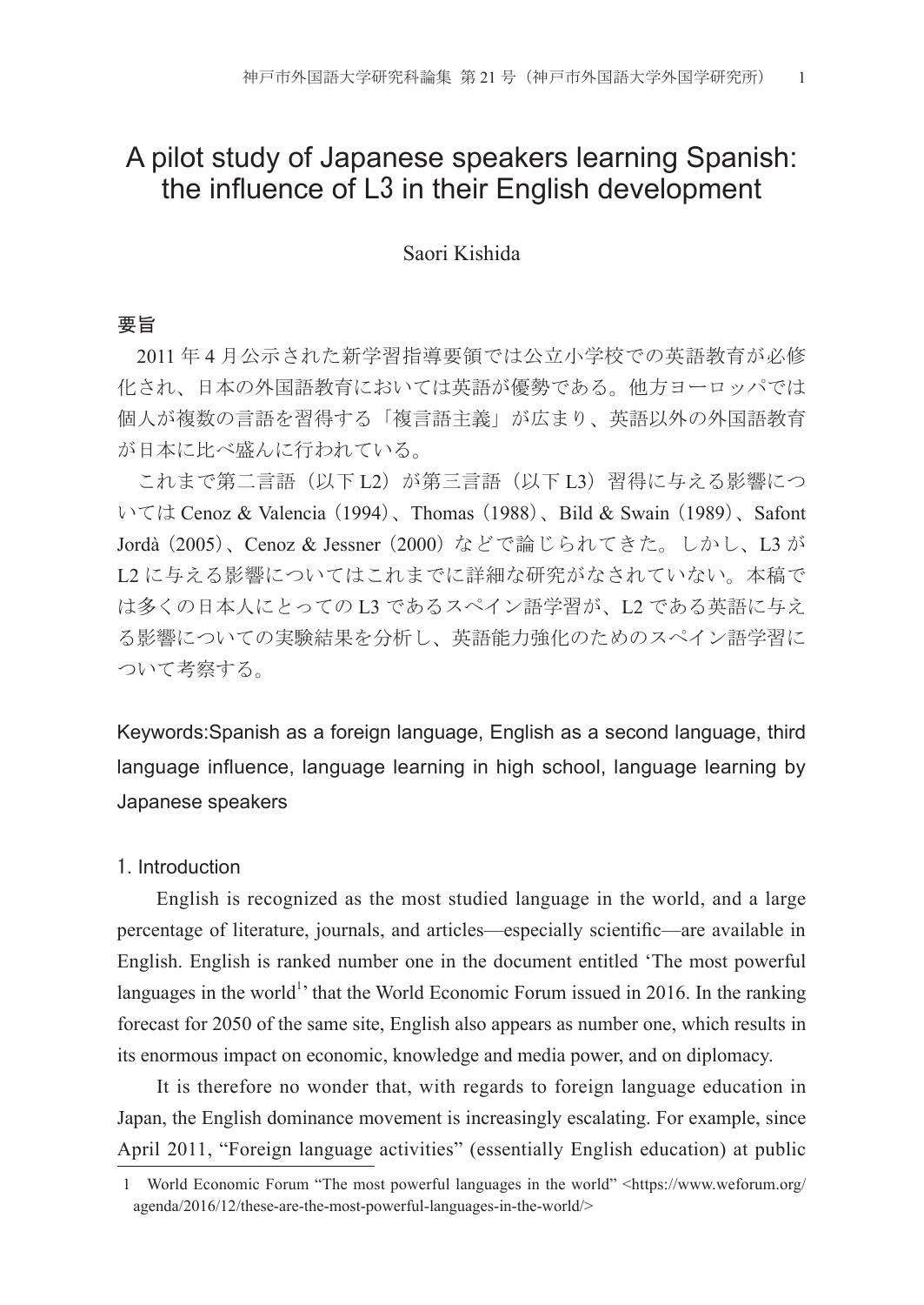# A pilot study of Japanese speakers learning Spanish: the influence of L3 in their English development

Saori Kishida

## 要旨

2011 年 4 月公示された新学習指導要領では公立小学校での英語教育が必修化され、日本の外国語教育においては英語が優勢である。他方ヨーロッパでは個人が複数の言語を習得する「複言語主義」が広まり、英語以外の外国語教育が日本に比べ盛んに行われている。

これまで第二言語（以下 L2）が第三言語（以下 L3）習得に与える影響については Cenoz & Valencia（1994）、Thomas（1988）、Bild & Swain（1989）、Safont Jordà（2005）、Cenoz & Jessner（2000）などで論じられてきた。しかし、L3 が L2 に与える影響についてはこれまでに詳細な研究がなされていない。本稿では多くの日本人にとっての L3 であるスペイン語学習が、L2 である英語に与える影響についての実験結果を分析し、英語能力強化のためのスペイン語学習について考察する。

Keywords:Spanish as a foreign language, English as a second language, third language influence, language learning in high school, language learning by Japanese speakers

## 1. Introduction

English is recognized as the most studied language in the world, and a large percentage of literature, journals, and articles—especially scientific—are available in English. English is ranked number one in the document entitled 'The most powerful languages in the world[1]' that the World Economic Forum issued in 2016. In the ranking forecast for 2050 of the same site, English also appears as number one, which results in its enormous impact on economic, knowledge and media power, and on diplomacy.

It is therefore no wonder that, with regards to foreign language education in Japan, the English dominance movement is increasingly escalating. For example, since April 2011, "Foreign language activities" (essentially English education) at public

1 World Economic Forum "The most powerful languages in the world" <https://www.weforum.org/agenda/2016/12/these-are-the-most-powerful-languages-in-the-world/>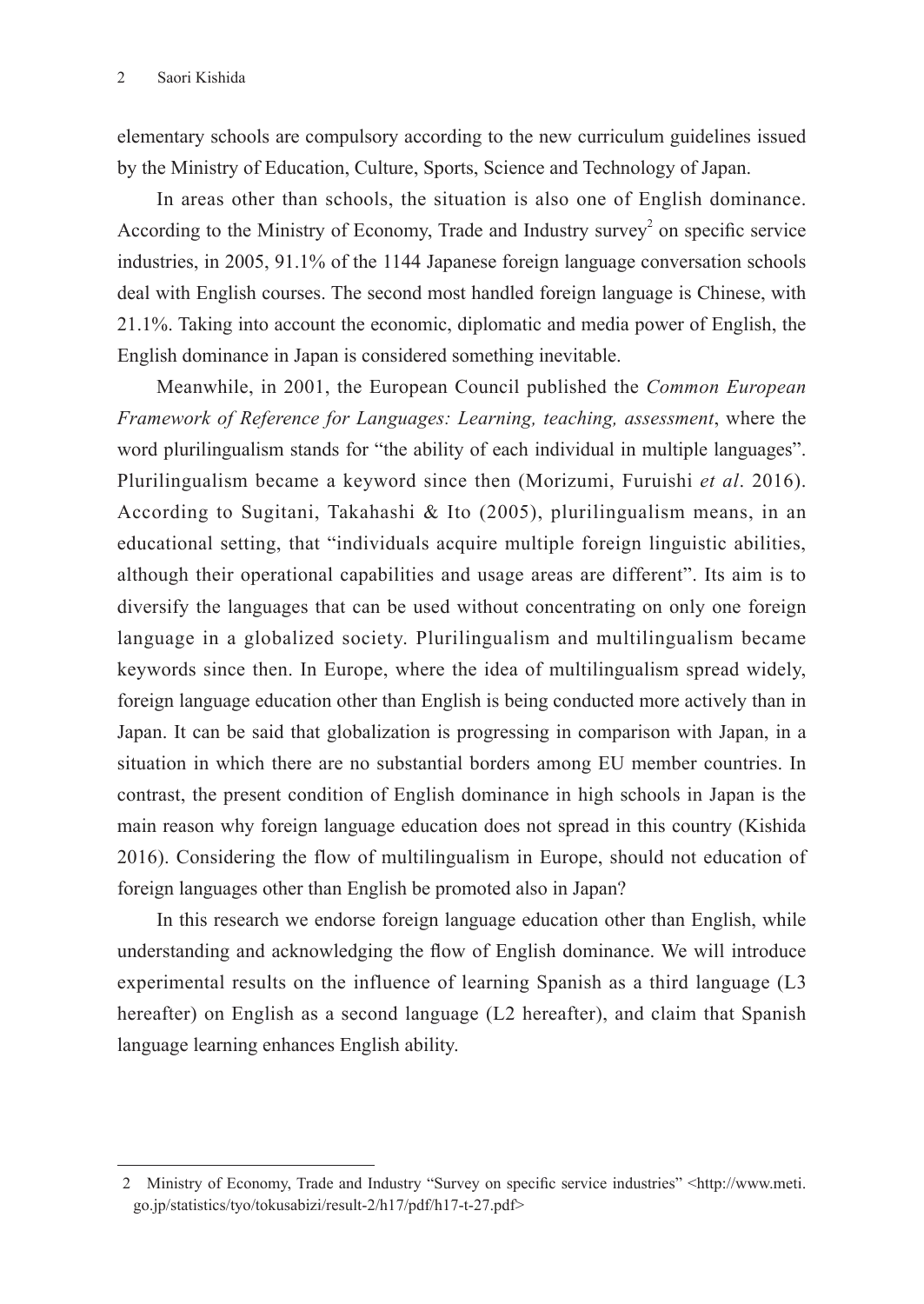elementary schools are compulsory according to the new curriculum guidelines issued by the Ministry of Education, Culture, Sports, Science and Technology of Japan.

In areas other than schools, the situation is also one of English dominance. According to the Ministry of Economy, Trade and Industry survey[2] on specific service industries, in 2005, 91.1% of the 1144 Japanese foreign language conversation schools deal with English courses. The second most handled foreign language is Chinese, with 21.1%. Taking into account the economic, diplomatic and media power of English, the English dominance in Japan is considered something inevitable.

Meanwhile, in 2001, the European Council published the *Common European Framework of Reference for Languages: Learning, teaching, assessment*, where the word plurilingualism stands for "the ability of each individual in multiple languages". Plurilingualism became a keyword since then (Morizumi, Furuishi *et al*. 2016). According to Sugitani, Takahashi & Ito (2005), plurilingualism means, in an educational setting, that "individuals acquire multiple foreign linguistic abilities, although their operational capabilities and usage areas are different". Its aim is to diversify the languages that can be used without concentrating on only one foreign language in a globalized society. Plurilingualism and multilingualism became keywords since then. In Europe, where the idea of multilingualism spread widely, foreign language education other than English is being conducted more actively than in Japan. It can be said that globalization is progressing in comparison with Japan, in a situation in which there are no substantial borders among EU member countries. In contrast, the present condition of English dominance in high schools in Japan is the main reason why foreign language education does not spread in this country (Kishida 2016). Considering the flow of multilingualism in Europe, should not education of foreign languages other than English be promoted also in Japan?

In this research we endorse foreign language education other than English, while understanding and acknowledging the flow of English dominance. We will introduce experimental results on the influence of learning Spanish as a third language (L3 hereafter) on English as a second language (L2 hereafter), and claim that Spanish language learning enhances English ability.

---

[2] Ministry of Economy, Trade and Industry "Survey on specific service industries" <http://www.meti.go.jp/statistics/tyo/tokusabizi/result-2/h17/pdf/h17-t-27.pdf>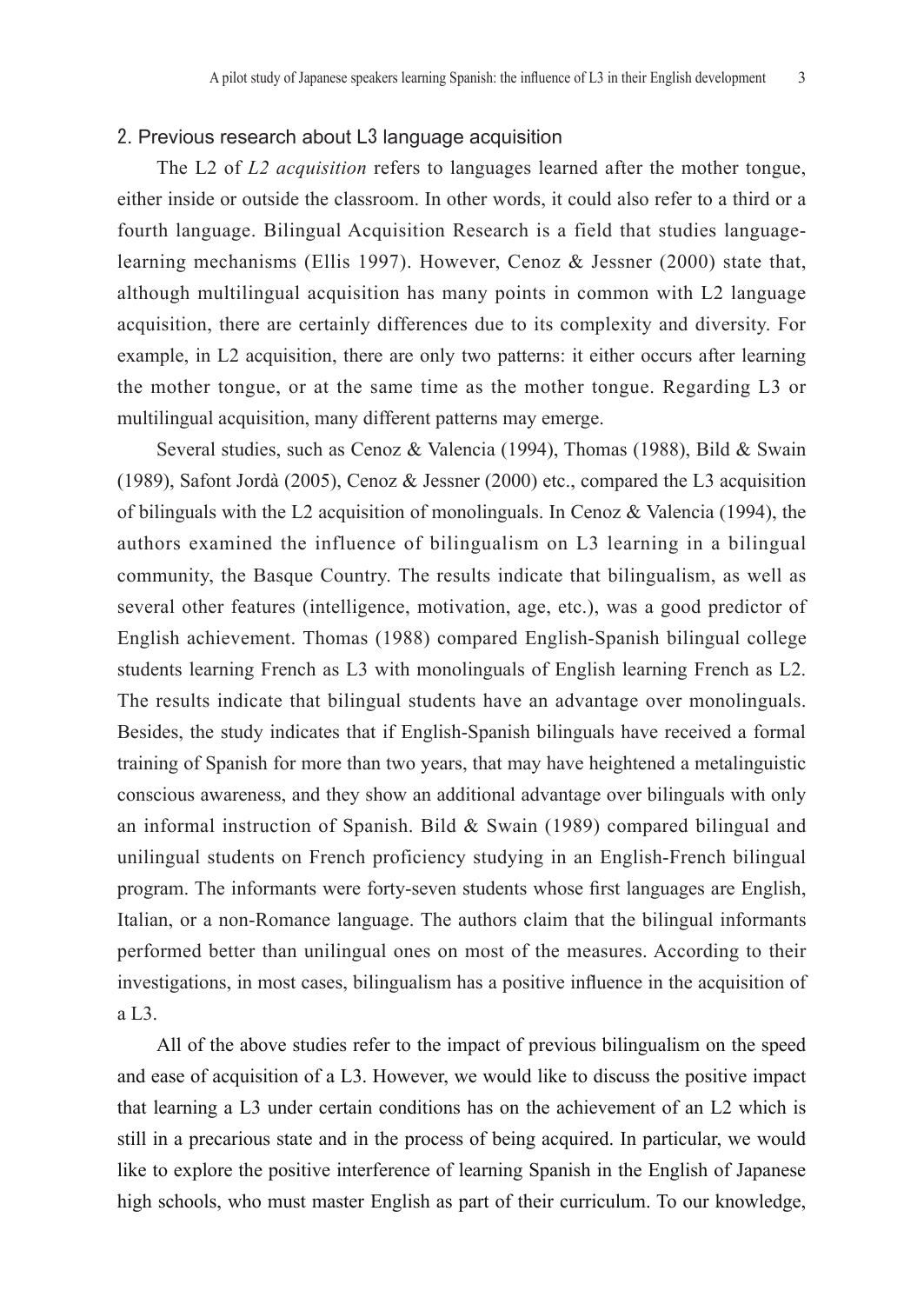## 2. Previous research about L3 language acquisition

The L2 of *L2 acquisition* refers to languages learned after the mother tongue, either inside or outside the classroom. In other words, it could also refer to a third or a fourth language. Bilingual Acquisition Research is a field that studies language-learning mechanisms (Ellis 1997). However, Cenoz & Jessner (2000) state that, although multilingual acquisition has many points in common with L2 language acquisition, there are certainly differences due to its complexity and diversity. For example, in L2 acquisition, there are only two patterns: it either occurs after learning the mother tongue, or at the same time as the mother tongue. Regarding L3 or multilingual acquisition, many different patterns may emerge.

Several studies, such as Cenoz & Valencia (1994), Thomas (1988), Bild & Swain (1989), Safont Jordà (2005), Cenoz & Jessner (2000) etc., compared the L3 acquisition of bilinguals with the L2 acquisition of monolinguals. In Cenoz & Valencia (1994), the authors examined the influence of bilingualism on L3 learning in a bilingual community, the Basque Country. The results indicate that bilingualism, as well as several other features (intelligence, motivation, age, etc.), was a good predictor of English achievement. Thomas (1988) compared English-Spanish bilingual college students learning French as L3 with monolinguals of English learning French as L2. The results indicate that bilingual students have an advantage over monolinguals. Besides, the study indicates that if English-Spanish bilinguals have received a formal training of Spanish for more than two years, that may have heightened a metalinguistic conscious awareness, and they show an additional advantage over bilinguals with only an informal instruction of Spanish. Bild & Swain (1989) compared bilingual and unilingual students on French proficiency studying in an English-French bilingual program. The informants were forty-seven students whose first languages are English, Italian, or a non-Romance language. The authors claim that the bilingual informants performed better than unilingual ones on most of the measures. According to their investigations, in most cases, bilingualism has a positive influence in the acquisition of a L3.

All of the above studies refer to the impact of previous bilingualism on the speed and ease of acquisition of a L3. However, we would like to discuss the positive impact that learning a L3 under certain conditions has on the achievement of an L2 which is still in a precarious state and in the process of being acquired. In particular, we would like to explore the positive interference of learning Spanish in the English of Japanese high schools, who must master English as part of their curriculum. To our knowledge,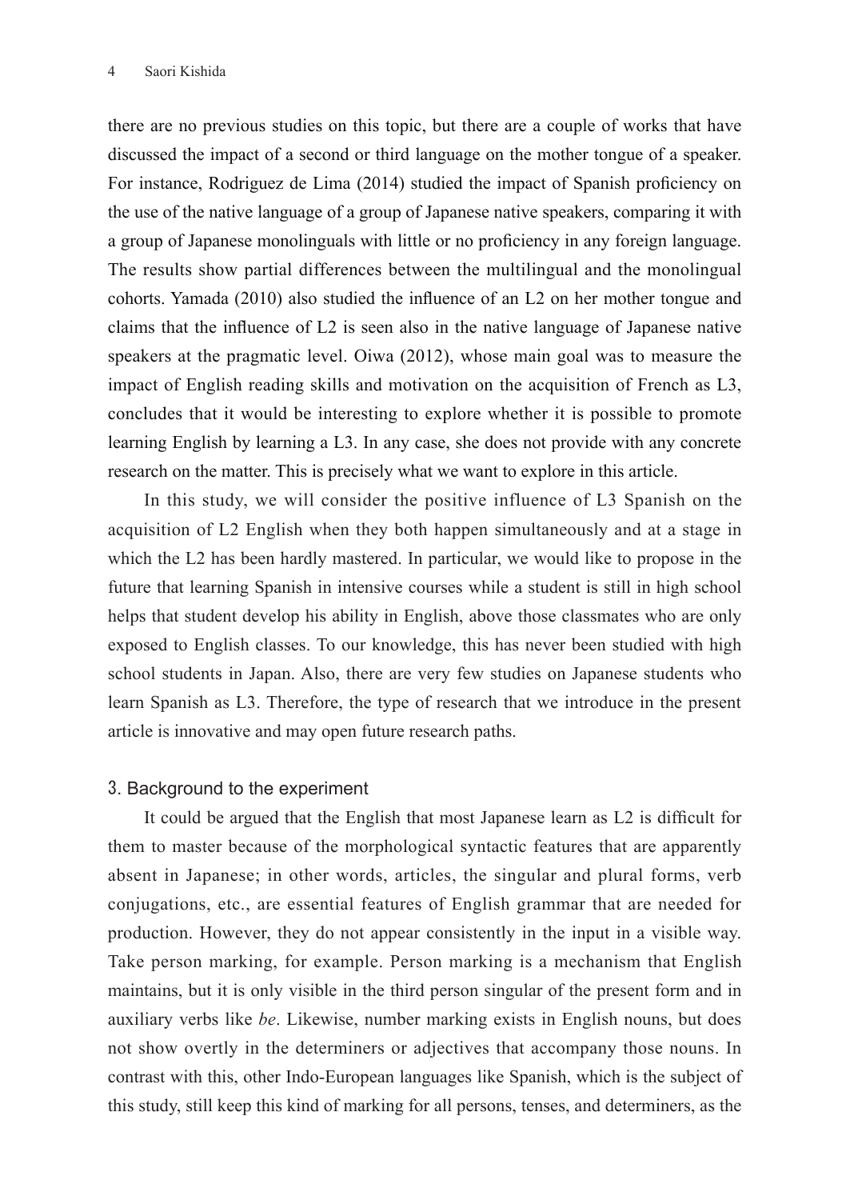there are no previous studies on this topic, but there are a couple of works that have discussed the impact of a second or third language on the mother tongue of a speaker. For instance, Rodriguez de Lima (2014) studied the impact of Spanish proficiency on the use of the native language of a group of Japanese native speakers, comparing it with a group of Japanese monolinguals with little or no proficiency in any foreign language. The results show partial differences between the multilingual and the monolingual cohorts. Yamada (2010) also studied the influence of an L2 on her mother tongue and claims that the influence of L2 is seen also in the native language of Japanese native speakers at the pragmatic level. Oiwa (2012), whose main goal was to measure the impact of English reading skills and motivation on the acquisition of French as L3, concludes that it would be interesting to explore whether it is possible to promote learning English by learning a L3. In any case, she does not provide with any concrete research on the matter. This is precisely what we want to explore in this article.

In this study, we will consider the positive influence of L3 Spanish on the acquisition of L2 English when they both happen simultaneously and at a stage in which the L2 has been hardly mastered. In particular, we would like to propose in the future that learning Spanish in intensive courses while a student is still in high school helps that student develop his ability in English, above those classmates who are only exposed to English classes. To our knowledge, this has never been studied with high school students in Japan. Also, there are very few studies on Japanese students who learn Spanish as L3. Therefore, the type of research that we introduce in the present article is innovative and may open future research paths.

## 3. Background to the experiment

It could be argued that the English that most Japanese learn as L2 is difficult for them to master because of the morphological syntactic features that are apparently absent in Japanese; in other words, articles, the singular and plural forms, verb conjugations, etc., are essential features of English grammar that are needed for production. However, they do not appear consistently in the input in a visible way. Take person marking, for example. Person marking is a mechanism that English maintains, but it is only visible in the third person singular of the present form and in auxiliary verbs like *be*. Likewise, number marking exists in English nouns, but does not show overtly in the determiners or adjectives that accompany those nouns. In contrast with this, other Indo-European languages like Spanish, which is the subject of this study, still keep this kind of marking for all persons, tenses, and determiners, as the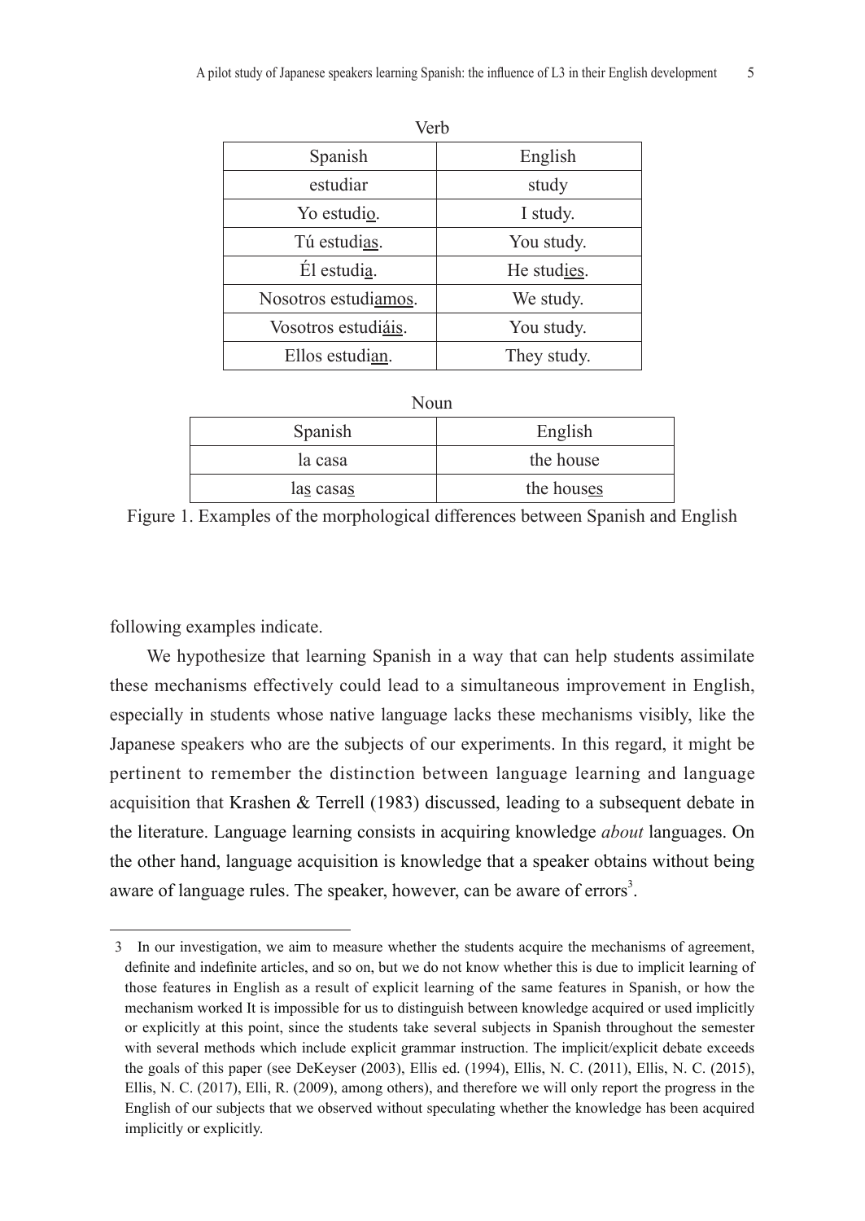Verb

| Spanish | English |
| --- | --- |
| estudiar | study |
| Yo estudi<u>o</u>. | I study. |
| Tú estudi<u>as</u>. | You study. |
| Él estudi<u>a</u>. | He stud<u>ies</u>. |
| Nosotros estudi<u>amos</u>. | We study. |
| Vosotros estudi<u>áis</u>. | You study. |
| Ellos estudi<u>an</u>. | They study. |

Noun

| Spanish | English |
| --- | --- |
| la casa | the house |
| la<u>s</u> casa<u>s</u> | the hous<u>es</u> |

Figure 1. Examples of the morphological differences between Spanish and English

following examples indicate.

We hypothesize that learning Spanish in a way that can help students assimilate these mechanisms effectively could lead to a simultaneous improvement in English, especially in students whose native language lacks these mechanisms visibly, like the Japanese speakers who are the subjects of our experiments. In this regard, it might be pertinent to remember the distinction between language learning and language acquisition that Krashen & Terrell (1983) discussed, leading to a subsequent debate in the literature. Language learning consists in acquiring knowledge *about* languages. On the other hand, language acquisition is knowledge that a speaker obtains without being aware of language rules. The speaker, however, can be aware of errors[3].

---

3 In our investigation, we aim to measure whether the students acquire the mechanisms of agreement, definite and indefinite articles, and so on, but we do not know whether this is due to implicit learning of those features in English as a result of explicit learning of the same features in Spanish, or how the mechanism worked It is impossible for us to distinguish between knowledge acquired or used implicitly or explicitly at this point, since the students take several subjects in Spanish throughout the semester with several methods which include explicit grammar instruction. The implicit/explicit debate exceeds the goals of this paper (see DeKeyser (2003), Ellis ed. (1994), Ellis, N. C. (2011), Ellis, N. C. (2015), Ellis, N. C. (2017), Elli, R. (2009), among others), and therefore we will only report the progress in the English of our subjects that we observed without speculating whether the knowledge has been acquired implicitly or explicitly.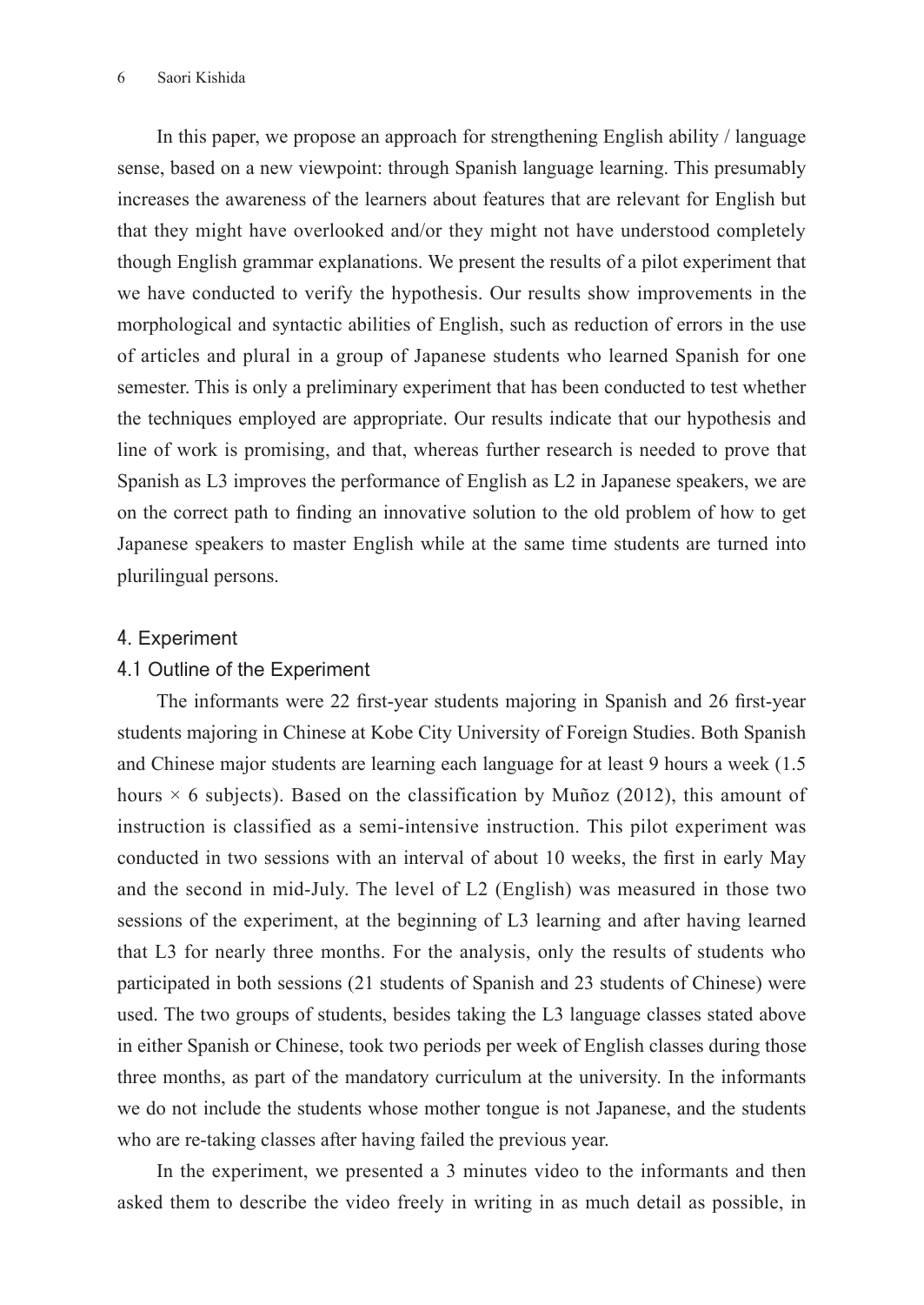In this paper, we propose an approach for strengthening English ability / language sense, based on a new viewpoint: through Spanish language learning. This presumably increases the awareness of the learners about features that are relevant for English but that they might have overlooked and/or they might not have understood completely though English grammar explanations. We present the results of a pilot experiment that we have conducted to verify the hypothesis. Our results show improvements in the morphological and syntactic abilities of English, such as reduction of errors in the use of articles and plural in a group of Japanese students who learned Spanish for one semester. This is only a preliminary experiment that has been conducted to test whether the techniques employed are appropriate. Our results indicate that our hypothesis and line of work is promising, and that, whereas further research is needed to prove that Spanish as L3 improves the performance of English as L2 in Japanese speakers, we are on the correct path to finding an innovative solution to the old problem of how to get Japanese speakers to master English while at the same time students are turned into plurilingual persons.

## 4. Experiment

### 4.1 Outline of the Experiment

The informants were 22 first-year students majoring in Spanish and 26 first-year students majoring in Chinese at Kobe City University of Foreign Studies. Both Spanish and Chinese major students are learning each language for at least 9 hours a week (1.5 hours $\times$ 6 subjects). Based on the classification by Muñoz (2012), this amount of instruction is classified as a semi-intensive instruction. This pilot experiment was conducted in two sessions with an interval of about 10 weeks, the first in early May and the second in mid-July. The level of L2 (English) was measured in those two sessions of the experiment, at the beginning of L3 learning and after having learned that L3 for nearly three months. For the analysis, only the results of students who participated in both sessions (21 students of Spanish and 23 students of Chinese) were used. The two groups of students, besides taking the L3 language classes stated above in either Spanish or Chinese, took two periods per week of English classes during those three months, as part of the mandatory curriculum at the university. In the informants we do not include the students whose mother tongue is not Japanese, and the students who are re-taking classes after having failed the previous year.

In the experiment, we presented a 3 minutes video to the informants and then asked them to describe the video freely in writing in as much detail as possible, in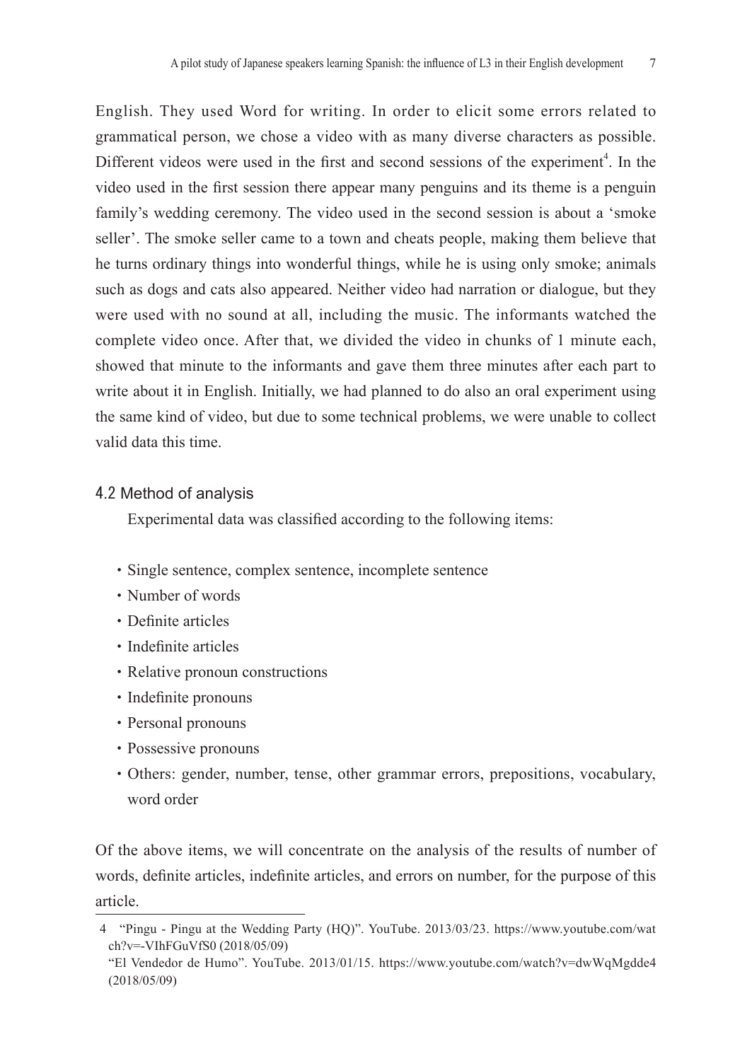English. They used Word for writing. In order to elicit some errors related to grammatical person, we chose a video with as many diverse characters as possible. Different videos were used in the first and second sessions of the experiment[4]. In the video used in the first session there appear many penguins and its theme is a penguin family's wedding ceremony. The video used in the second session is about a 'smoke seller'. The smoke seller came to a town and cheats people, making them believe that he turns ordinary things into wonderful things, while he is using only smoke; animals such as dogs and cats also appeared. Neither video had narration or dialogue, but they were used with no sound at all, including the music. The informants watched the complete video once. After that, we divided the video in chunks of 1 minute each, showed that minute to the informants and gave them three minutes after each part to write about it in English. Initially, we had planned to do also an oral experiment using the same kind of video, but due to some technical problems, we were unable to collect valid data this time.

### 4.2 Method of analysis

Experimental data was classified according to the following items:

- Single sentence, complex sentence, incomplete sentence
- Number of words
- Definite articles
- Indefinite articles
- Relative pronoun constructions
- Indefinite pronouns
- Personal pronouns
- Possessive pronouns
- Others: gender, number, tense, other grammar errors, prepositions, vocabulary, word order

Of the above items, we will concentrate on the analysis of the results of number of words, definite articles, indefinite articles, and errors on number, for the purpose of this article.

---

4 "Pingu - Pingu at the Wedding Party (HQ)". YouTube. 2013/03/23. https://www.youtube.com/watch?v=-VIhFGuVfS0 (2018/05/09)
"El Vendedor de Humo". YouTube. 2013/01/15. https://www.youtube.com/watch?v=dwWqMgdde4 (2018/05/09)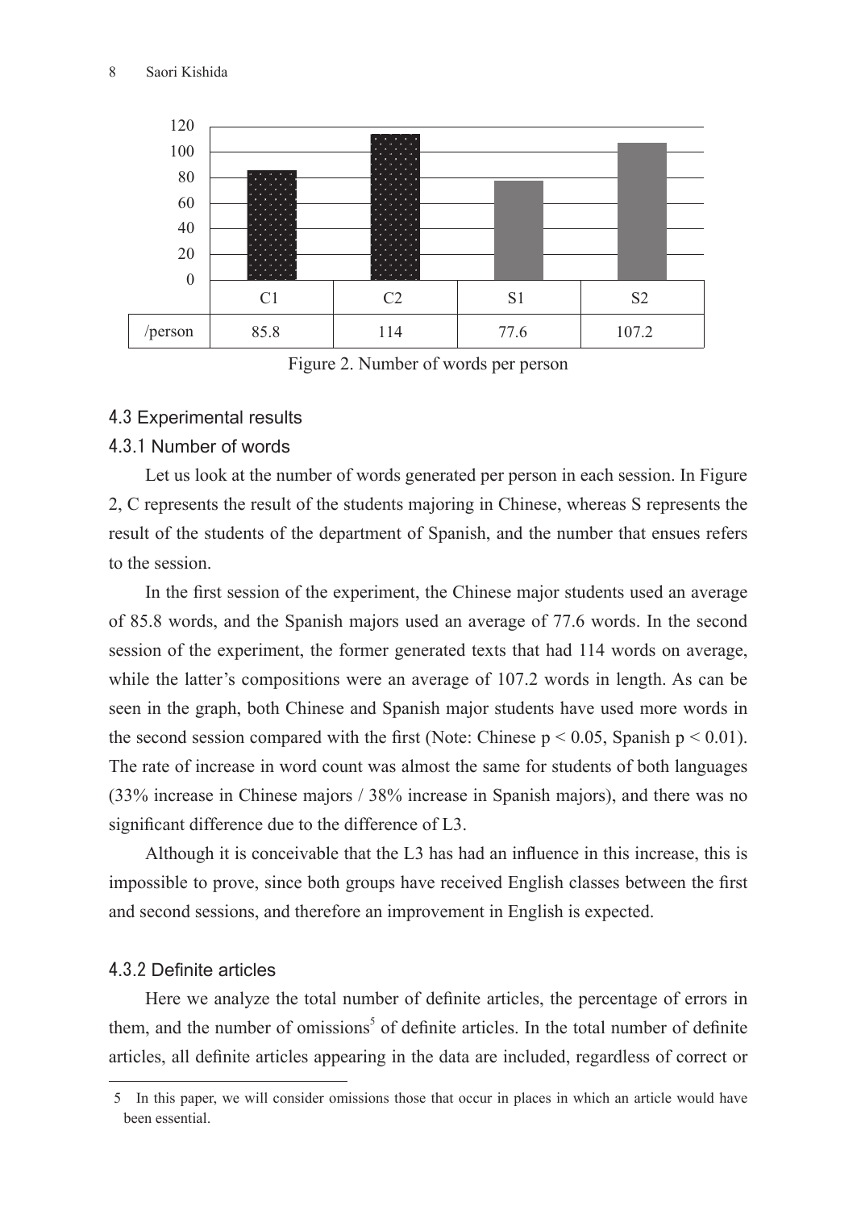120
100
80
60
40
20
0

C1 C2 S1 S2

/person 85.8 114 77.6 107.2

Figure 2. Number of words per person

### 4.3 Experimental results

#### 4.3.1 Number of words

Let us look at the number of words generated per person in each session. In Figure 2, C represents the result of the students majoring in Chinese, whereas S represents the result of the students of the department of Spanish, and the number that ensues refers to the session.

In the first session of the experiment, the Chinese major students used an average of 85.8 words, and the Spanish majors used an average of 77.6 words. In the second session of the experiment, the former generated texts that had 114 words on average, while the latter's compositions were an average of 107.2 words in length. As can be seen in the graph, both Chinese and Spanish major students have used more words in the second session compared with the first (Note: Chinese $p < 0.05$, Spanish $p < 0.01$). The rate of increase in word count was almost the same for students of both languages (33% increase in Chinese majors / 38% increase in Spanish majors), and there was no significant difference due to the difference of L3.

Although it is conceivable that the L3 has had an influence in this increase, this is impossible to prove, since both groups have received English classes between the first and second sessions, and therefore an improvement in English is expected.

#### 4.3.2 Definite articles

Here we analyze the total number of definite articles, the percentage of errors in them, and the number of omissions[5] of definite articles. In the total number of definite articles, all definite articles appearing in the data are included, regardless of correct or

5 In this paper, we will consider omissions those that occur in places in which an article would have been essential.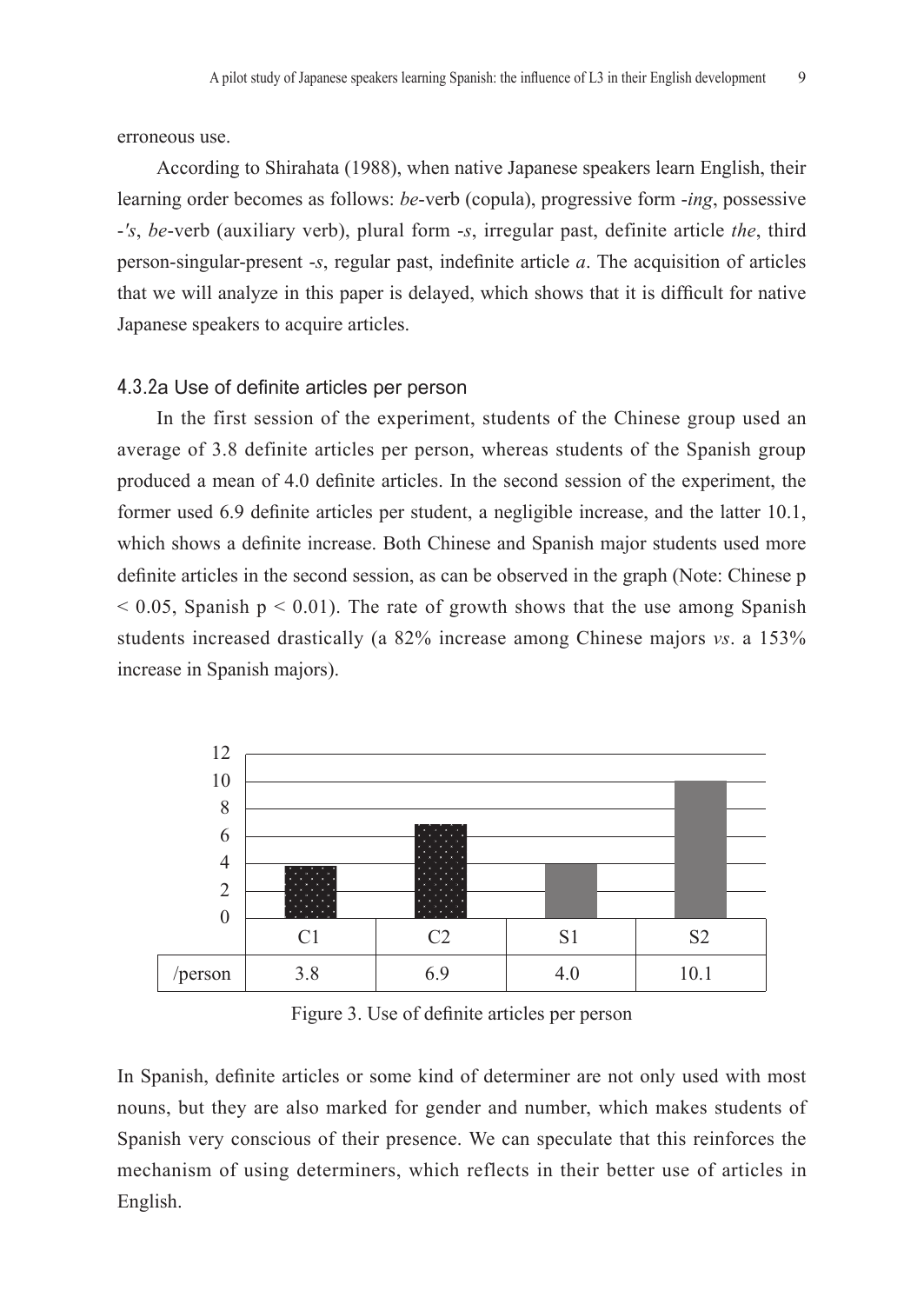erroneous use.

According to Shirahata (1988), when native Japanese speakers learn English, their learning order becomes as follows: *be*-verb (copula), progressive form *-ing*, possessive *-'s*, *be*-verb (auxiliary verb), plural form *-s*, irregular past, definite article *the*, third person-singular-present *-s*, regular past, indefinite article *a*. The acquisition of articles that we will analyze in this paper is delayed, which shows that it is difficult for native Japanese speakers to acquire articles.

#### 4.3.2a Use of definite articles per person

In the first session of the experiment, students of the Chinese group used an average of 3.8 definite articles per person, whereas students of the Spanish group produced a mean of 4.0 definite articles. In the second session of the experiment, the former used 6.9 definite articles per student, a negligible increase, and the latter 10.1, which shows a definite increase. Both Chinese and Spanish major students used more definite articles in the second session, as can be observed in the graph (Note: Chinese $p < 0.05$, Spanish $p < 0.01$). The rate of growth shows that the use among Spanish students increased drastically (a 82% increase among Chinese majors *vs*. a 153% increase in Spanish majors).

12
10
8
6
4
2
0

C1 C2 S1 S2

/person 3.8 6.9 4.0 10.1

Figure 3. Use of definite articles per person

In Spanish, definite articles or some kind of determiner are not only used with most nouns, but they are also marked for gender and number, which makes students of Spanish very conscious of their presence. We can speculate that this reinforces the mechanism of using determiners, which reflects in their better use of articles in English.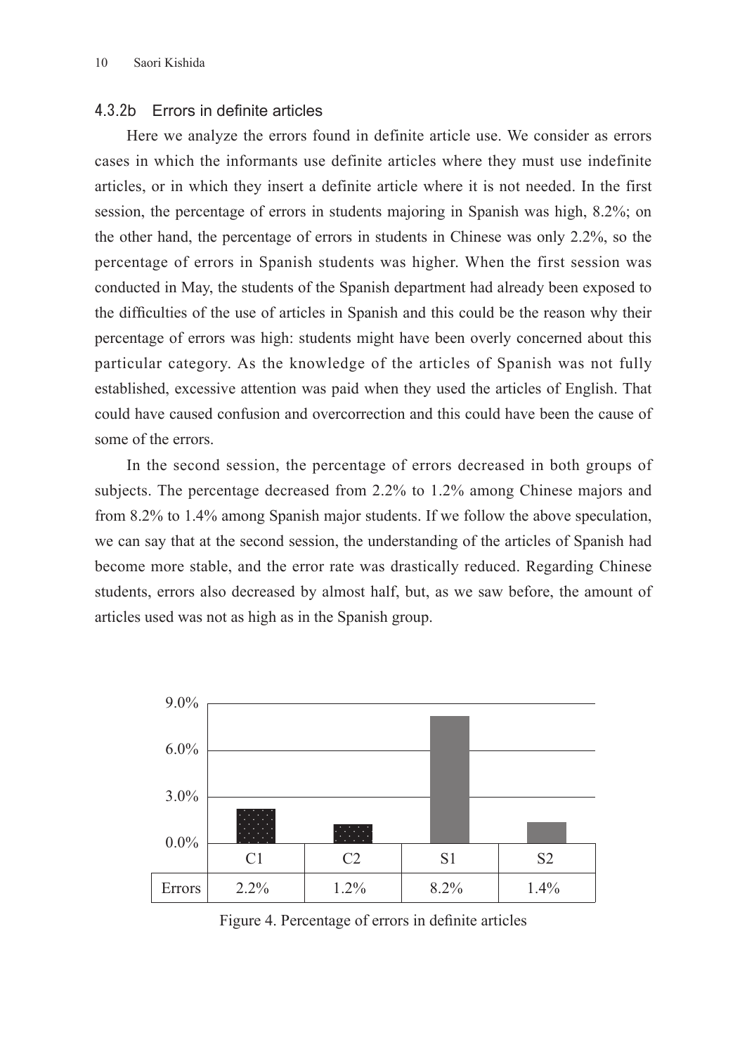### 4.3.2b Errors in definite articles

Here we analyze the errors found in definite article use. We consider as errors cases in which the informants use definite articles where they must use indefinite articles, or in which they insert a definite article where it is not needed. In the first session, the percentage of errors in students majoring in Spanish was high, 8.2%; on the other hand, the percentage of errors in students in Chinese was only 2.2%, so the percentage of errors in Spanish students was higher. When the first session was conducted in May, the students of the Spanish department had already been exposed to the difficulties of the use of articles in Spanish and this could be the reason why their percentage of errors was high: students might have been overly concerned about this particular category. As the knowledge of the articles of Spanish was not fully established, excessive attention was paid when they used the articles of English. That could have caused confusion and overcorrection and this could have been the cause of some of the errors.

In the second session, the percentage of errors decreased in both groups of subjects. The percentage decreased from 2.2% to 1.2% among Chinese majors and from 8.2% to 1.4% among Spanish major students. If we follow the above speculation, we can say that at the second session, the understanding of the articles of Spanish had become more stable, and the error rate was drastically reduced. Regarding Chinese students, errors also decreased by almost half, but, as we saw before, the amount of articles used was not as high as in the Spanish group.

| | C1 | C2 | S1 | S2 |
|---|---|---|---|---|
| Errors | 2.2% | 1.2% | 8.2% | 1.4% |

Figure 4. Percentage of errors in definite articles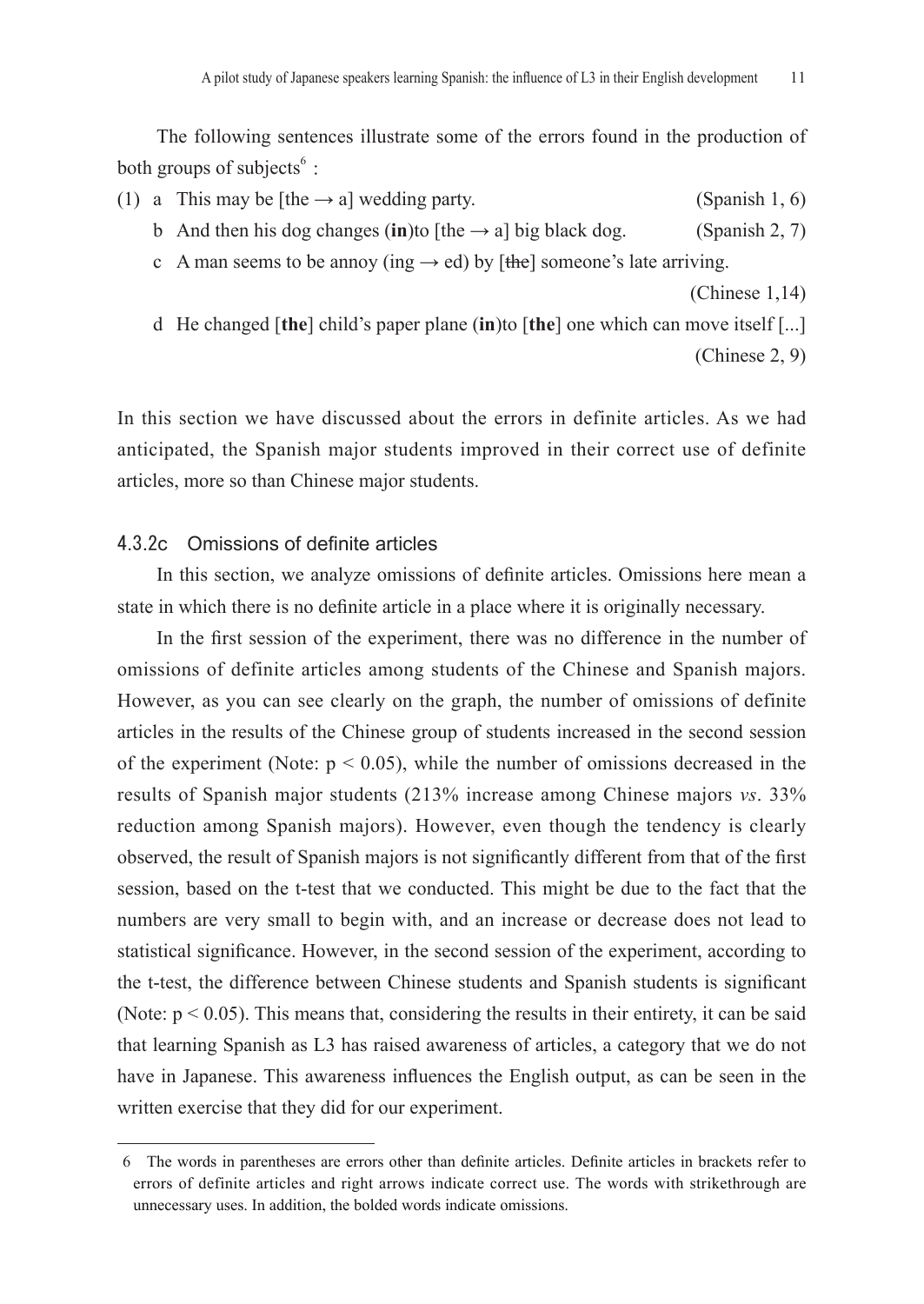The following sentences illustrate some of the errors found in the production of both groups of subjects[6] :

(1) a This may be [the → a] wedding party. (Spanish 1, 6)

b And then his dog changes (**in**)to [the → a] big black dog. (Spanish 2, 7)

c A man seems to be annoy (ing → ed) by [~~the~~] someone's late arriving. (Chinese 1,14)

d He changed [**the**] child's paper plane (**in**)to [**the**] one which can move itself [...] (Chinese 2, 9)

In this section we have discussed about the errors in definite articles. As we had anticipated, the Spanish major students improved in their correct use of definite articles, more so than Chinese major students.

### 4.3.2c Omissions of definite articles

In this section, we analyze omissions of definite articles. Omissions here mean a state in which there is no definite article in a place where it is originally necessary.

In the first session of the experiment, there was no difference in the number of omissions of definite articles among students of the Chinese and Spanish majors. However, as you can see clearly on the graph, the number of omissions of definite articles in the results of the Chinese group of students increased in the second session of the experiment (Note: $p < 0.05$), while the number of omissions decreased in the results of Spanish major students (213% increase among Chinese majors *vs*. 33% reduction among Spanish majors). However, even though the tendency is clearly observed, the result of Spanish majors is not significantly different from that of the first session, based on the t-test that we conducted. This might be due to the fact that the numbers are very small to begin with, and an increase or decrease does not lead to statistical significance. However, in the second session of the experiment, according to the t-test, the difference between Chinese students and Spanish students is significant (Note: $p < 0.05$). This means that, considering the results in their entirety, it can be said that learning Spanish as L3 has raised awareness of articles, a category that we do not have in Japanese. This awareness influences the English output, as can be seen in the written exercise that they did for our experiment.

---

6 The words in parentheses are errors other than definite articles. Definite articles in brackets refer to errors of definite articles and right arrows indicate correct use. The words with strikethrough are unnecessary uses. In addition, the bolded words indicate omissions.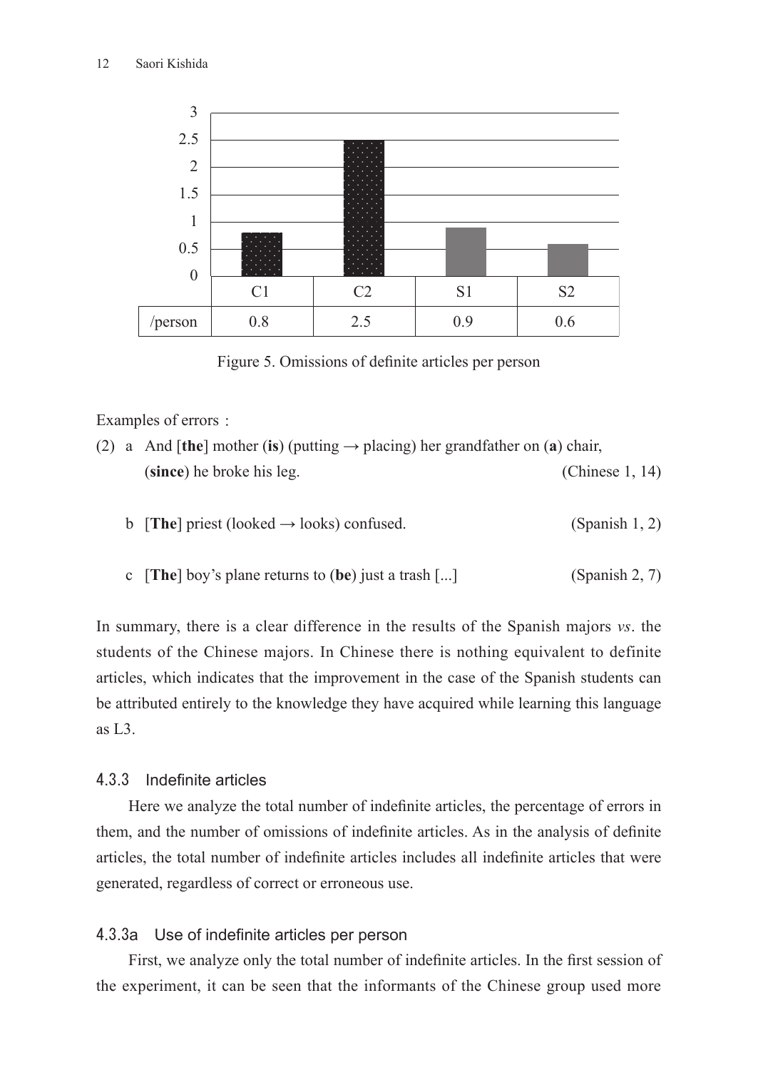3
2.5
2
1.5
1
0.5
0

C1 C2 S1 S2

/person 0.8 2.5 0.9 0.6

Figure 5. Omissions of definite articles per person

Examples of errors：

(2) a And [**the**] mother (**is**) (putting → placing) her grandfather on (**a**) chair, (**since**) he broke his leg. (Chinese 1, 14)

b [**The**] priest (looked → looks) confused. (Spanish 1, 2)

c [**The**] boy's plane returns to (**be**) just a trash [...] (Spanish 2, 7)

In summary, there is a clear difference in the results of the Spanish majors *vs*. the students of the Chinese majors. In Chinese there is nothing equivalent to definite articles, which indicates that the improvement in the case of the Spanish students can be attributed entirely to the knowledge they have acquired while learning this language as L3.

### 4.3.3 Indefinite articles

Here we analyze the total number of indefinite articles, the percentage of errors in them, and the number of omissions of indefinite articles. As in the analysis of definite articles, the total number of indefinite articles includes all indefinite articles that were generated, regardless of correct or erroneous use.

#### 4.3.3a Use of indefinite articles per person

First, we analyze only the total number of indefinite articles. In the first session of the experiment, it can be seen that the informants of the Chinese group used more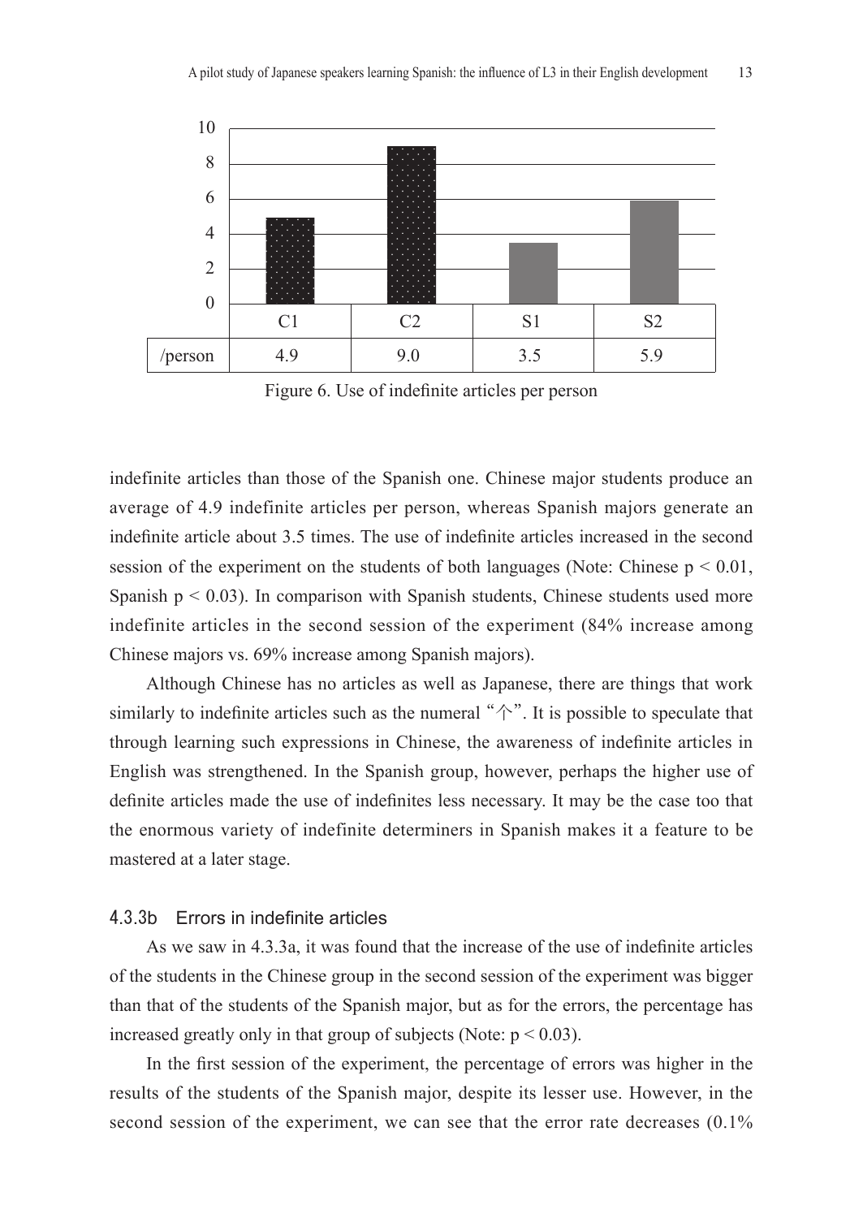10
8
6
4
2
0

C1 C2 S1 S2

/person 4.9 9.0 3.5 5.9

Figure 6. Use of indefinite articles per person

indefinite articles than those of the Spanish one. Chinese major students produce an average of 4.9 indefinite articles per person, whereas Spanish majors generate an indefinite article about 3.5 times. The use of indefinite articles increased in the second session of the experiment on the students of both languages (Note: Chinese $p < 0.01$, Spanish $p < 0.03$). In comparison with Spanish students, Chinese students used more indefinite articles in the second session of the experiment (84% increase among Chinese majors vs. 69% increase among Spanish majors).

Although Chinese has no articles as well as Japanese, there are things that work similarly to indefinite articles such as the numeral "个". It is possible to speculate that through learning such expressions in Chinese, the awareness of indefinite articles in English was strengthened. In the Spanish group, however, perhaps the higher use of definite articles made the use of indefinites less necessary. It may be the case too that the enormous variety of indefinite determiners in Spanish makes it a feature to be mastered at a later stage.

#### 4.3.3b Errors in indefinite articles

As we saw in 4.3.3a, it was found that the increase of the use of indefinite articles of the students in the Chinese group in the second session of the experiment was bigger than that of the students of the Spanish major, but as for the errors, the percentage has increased greatly only in that group of subjects (Note: $p < 0.03$).

In the first session of the experiment, the percentage of errors was higher in the results of the students of the Spanish major, despite its lesser use. However, in the second session of the experiment, we can see that the error rate decreases (0.1%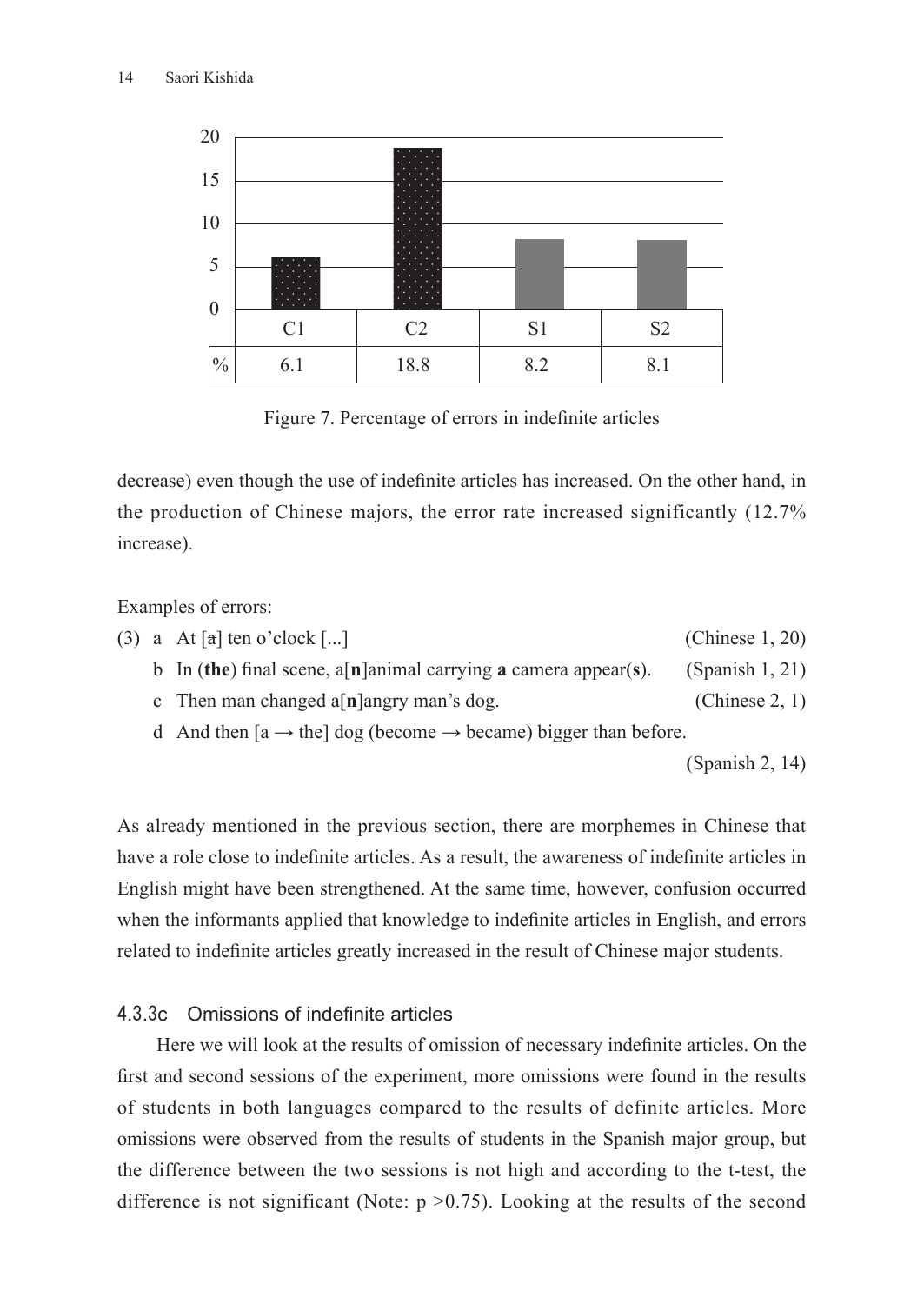20
15
10
5
0

C1 C2 S1 S2

% 6.1 18.8 8.2 8.1

Figure 7. Percentage of errors in indefinite articles

decrease) even though the use of indefinite articles has increased. On the other hand, in the production of Chinese majors, the error rate increased significantly (12.7% increase).

Examples of errors:

(3) a At [a̶] ten o'clock [...] (Chinese 1, 20)

b In (**the**) final scene, a[**n**]animal carrying **a** camera appear(**s**). (Spanish 1, 21)

c Then man changed a[**n**]angry man's dog. (Chinese 2, 1)

d And then [a → the] dog (become → became) bigger than before. (Spanish 2, 14)

As already mentioned in the previous section, there are morphemes in Chinese that have a role close to indefinite articles. As a result, the awareness of indefinite articles in English might have been strengthened. At the same time, however, confusion occurred when the informants applied that knowledge to indefinite articles in English, and errors related to indefinite articles greatly increased in the result of Chinese major students.

#### 4.3.3c Omissions of indefinite articles

Here we will look at the results of omission of necessary indefinite articles. On the first and second sessions of the experiment, more omissions were found in the results of students in both languages compared to the results of definite articles. More omissions were observed from the results of students in the Spanish major group, but the difference between the two sessions is not high and according to the t-test, the difference is not significant (Note: $p > 0.75$). Looking at the results of the second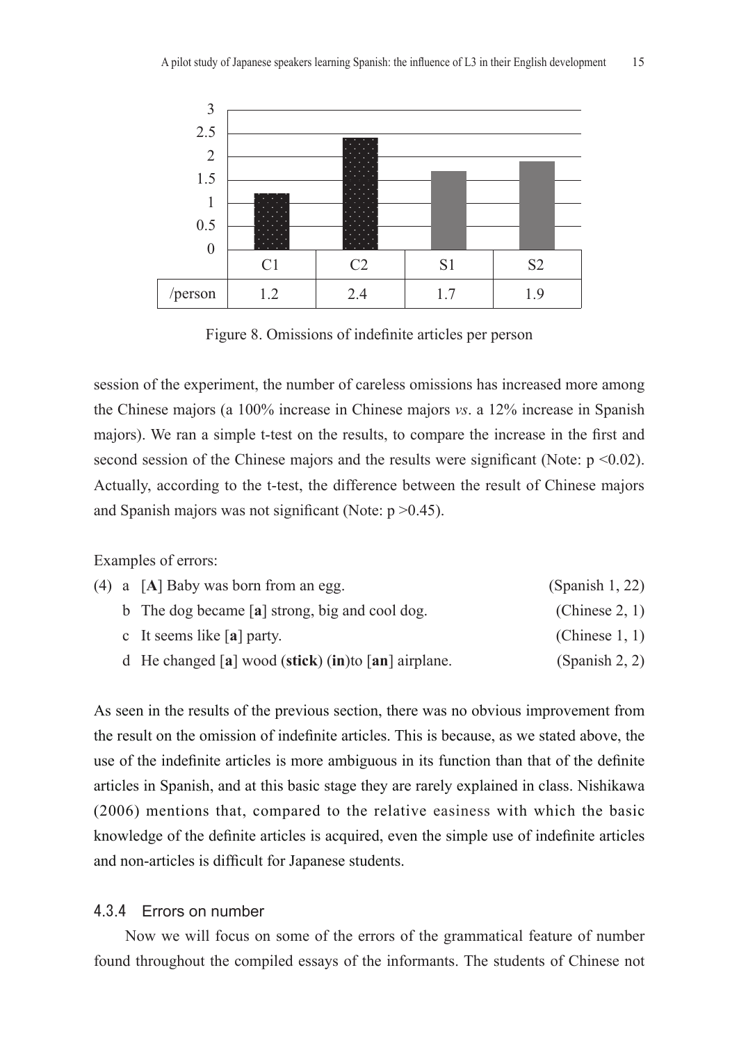3
2.5
2
1.5
1
0.5
0

C1 C2 S1 S2

/person 1.2 2.4 1.7 1.9

Figure 8. Omissions of indefinite articles per person

session of the experiment, the number of careless omissions has increased more among the Chinese majors (a 100% increase in Chinese majors *vs*. a 12% increase in Spanish majors). We ran a simple t-test on the results, to compare the increase in the first and second session of the Chinese majors and the results were significant (Note: $p < 0.02$). Actually, according to the t-test, the difference between the result of Chinese majors and Spanish majors was not significant (Note: $p > 0.45$).

Examples of errors:

(4) a [**A**] Baby was born from an egg. (Spanish 1, 22)

b The dog became [**a**] strong, big and cool dog. (Chinese 2, 1)

c It seems like [**a**] party. (Chinese 1, 1)

d He changed [**a**] wood (**stick**) (**in**)to [**an**] airplane. (Spanish 2, 2)

As seen in the results of the previous section, there was no obvious improvement from the result on the omission of indefinite articles. This is because, as we stated above, the use of the indefinite articles is more ambiguous in its function than that of the definite articles in Spanish, and at this basic stage they are rarely explained in class. Nishikawa (2006) mentions that, compared to the relative easiness with which the basic knowledge of the definite articles is acquired, even the simple use of indefinite articles and non-articles is difficult for Japanese students.

### 4.3.4 Errors on number

Now we will focus on some of the errors of the grammatical feature of number found throughout the compiled essays of the informants. The students of Chinese not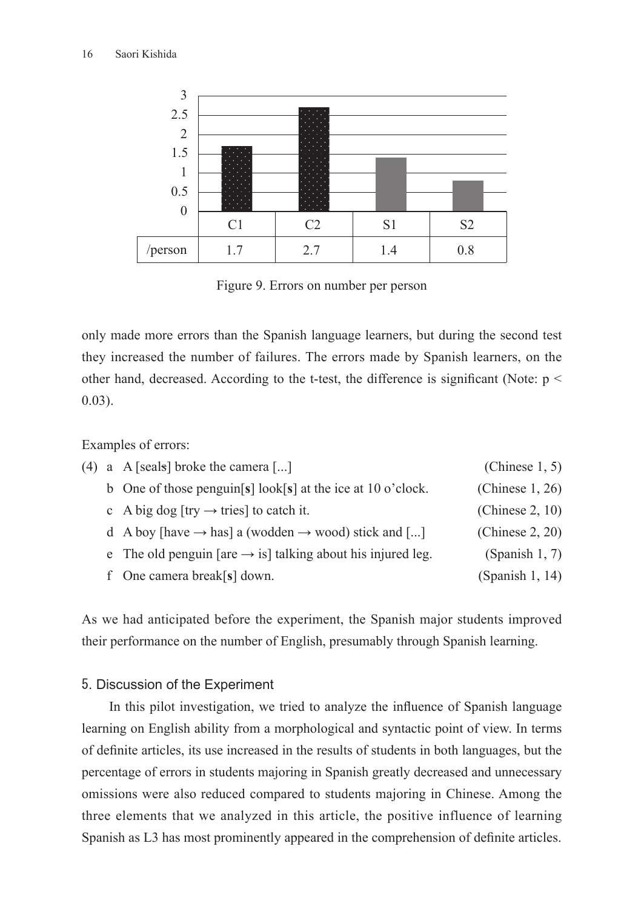3
2.5
2
1.5
1
0.5
0

C1 C2 S1 S2

/person 1.7 2.7 1.4 0.8

Figure 9. Errors on number per person

only made more errors than the Spanish language learners, but during the second test they increased the number of failures. The errors made by Spanish learners, on the other hand, decreased. According to the t-test, the difference is significant (Note: $p < 0.03$).

Examples of errors:

(4) a A [seal~~s~~] broke the camera [...] (Chinese 1, 5)

b One of those penguin[**s**] look[**s**] at the ice at 10 o'clock. (Chinese 1, 26)

c A big dog [try → tries] to catch it. (Chinese 2, 10)

d A boy [have → has] a (wodden → wood) stick and [...] (Chinese 2, 20)

e The old penguin [are → is] talking about his injured leg. (Spanish 1, 7)

f One camera break[**s**] down. (Spanish 1, 14)

As we had anticipated before the experiment, the Spanish major students improved their performance on the number of English, presumably through Spanish learning.

## 5. Discussion of the Experiment

In this pilot investigation, we tried to analyze the influence of Spanish language learning on English ability from a morphological and syntactic point of view. In terms of definite articles, its use increased in the results of students in both languages, but the percentage of errors in students majoring in Spanish greatly decreased and unnecessary omissions were also reduced compared to students majoring in Chinese. Among the three elements that we analyzed in this article, the positive influence of learning Spanish as L3 has most prominently appeared in the comprehension of definite articles.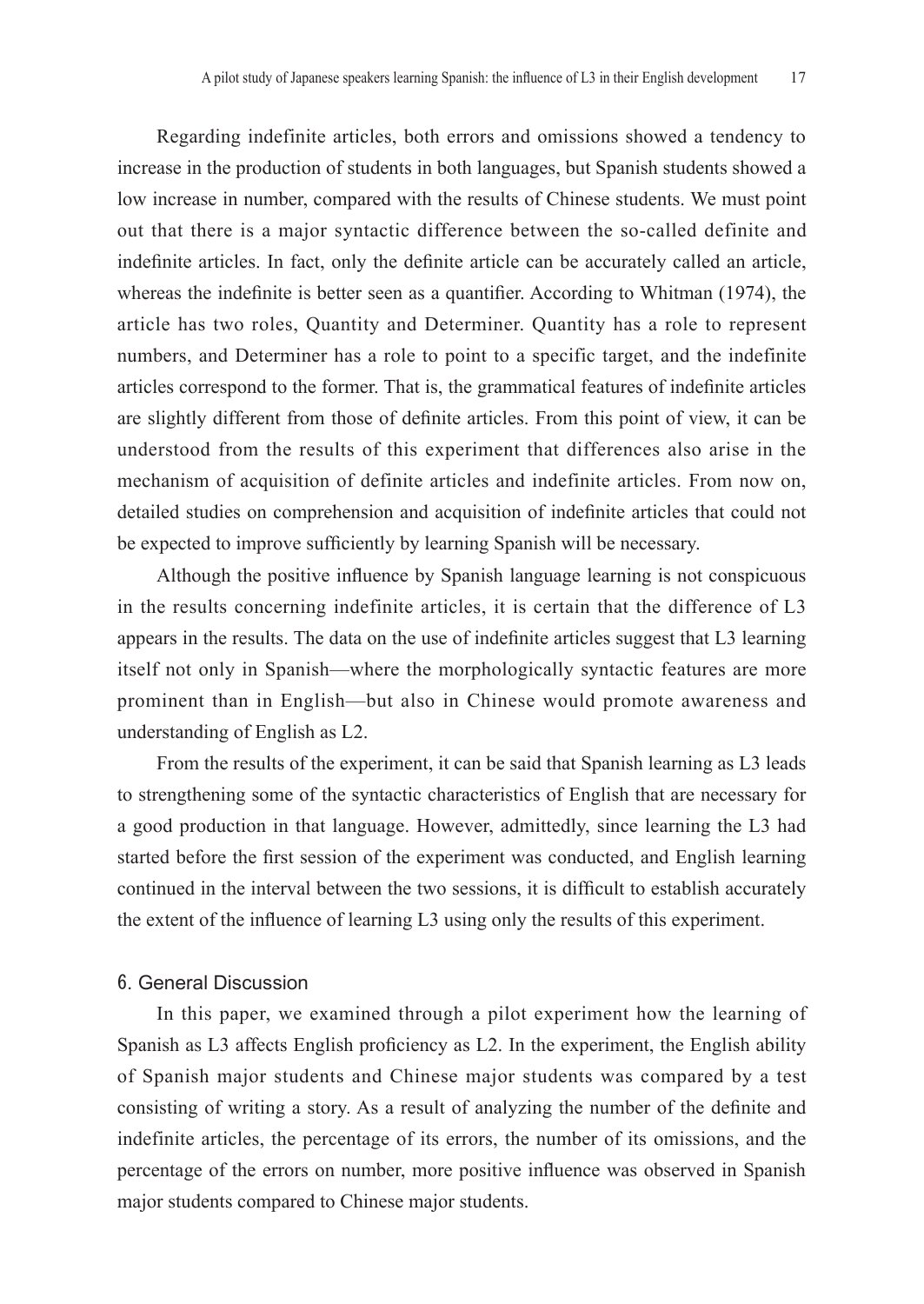Regarding indefinite articles, both errors and omissions showed a tendency to increase in the production of students in both languages, but Spanish students showed a low increase in number, compared with the results of Chinese students. We must point out that there is a major syntactic difference between the so-called definite and indefinite articles. In fact, only the definite article can be accurately called an article, whereas the indefinite is better seen as a quantifier. According to Whitman (1974), the article has two roles, Quantity and Determiner. Quantity has a role to represent numbers, and Determiner has a role to point to a specific target, and the indefinite articles correspond to the former. That is, the grammatical features of indefinite articles are slightly different from those of definite articles. From this point of view, it can be understood from the results of this experiment that differences also arise in the mechanism of acquisition of definite articles and indefinite articles. From now on, detailed studies on comprehension and acquisition of indefinite articles that could not be expected to improve sufficiently by learning Spanish will be necessary.

Although the positive influence by Spanish language learning is not conspicuous in the results concerning indefinite articles, it is certain that the difference of L3 appears in the results. The data on the use of indefinite articles suggest that L3 learning itself not only in Spanish—where the morphologically syntactic features are more prominent than in English—but also in Chinese would promote awareness and understanding of English as L2.

From the results of the experiment, it can be said that Spanish learning as L3 leads to strengthening some of the syntactic characteristics of English that are necessary for a good production in that language. However, admittedly, since learning the L3 had started before the first session of the experiment was conducted, and English learning continued in the interval between the two sessions, it is difficult to establish accurately the extent of the influence of learning L3 using only the results of this experiment.

## 6. General Discussion

In this paper, we examined through a pilot experiment how the learning of Spanish as L3 affects English proficiency as L2. In the experiment, the English ability of Spanish major students and Chinese major students was compared by a test consisting of writing a story. As a result of analyzing the number of the definite and indefinite articles, the percentage of its errors, the number of its omissions, and the percentage of the errors on number, more positive influence was observed in Spanish major students compared to Chinese major students.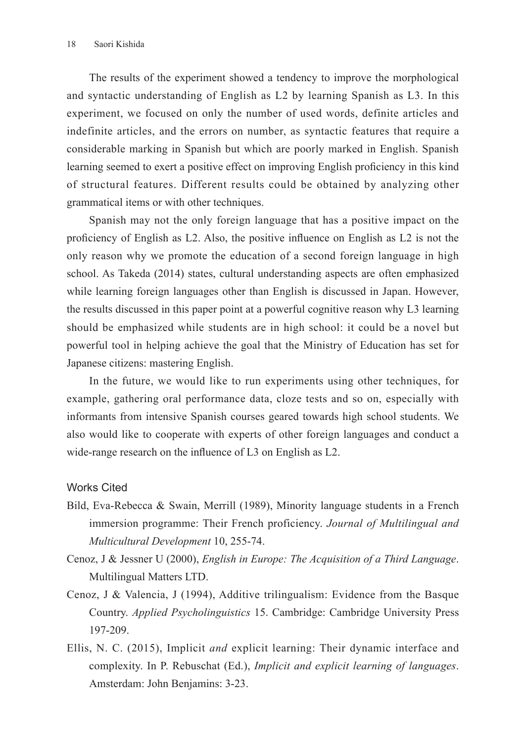The results of the experiment showed a tendency to improve the morphological and syntactic understanding of English as L2 by learning Spanish as L3. In this experiment, we focused on only the number of used words, definite articles and indefinite articles, and the errors on number, as syntactic features that require a considerable marking in Spanish but which are poorly marked in English. Spanish learning seemed to exert a positive effect on improving English proficiency in this kind of structural features. Different results could be obtained by analyzing other grammatical items or with other techniques.

Spanish may not the only foreign language that has a positive impact on the proficiency of English as L2. Also, the positive influence on English as L2 is not the only reason why we promote the education of a second foreign language in high school. As Takeda (2014) states, cultural understanding aspects are often emphasized while learning foreign languages other than English is discussed in Japan. However, the results discussed in this paper point at a powerful cognitive reason why L3 learning should be emphasized while students are in high school: it could be a novel but powerful tool in helping achieve the goal that the Ministry of Education has set for Japanese citizens: mastering English.

In the future, we would like to run experiments using other techniques, for example, gathering oral performance data, cloze tests and so on, especially with informants from intensive Spanish courses geared towards high school students. We also would like to cooperate with experts of other foreign languages and conduct a wide-range research on the influence of L3 on English as L2.

## Works Cited

Bild, Eva-Rebecca & Swain, Merrill (1989), Minority language students in a French immersion programme: Their French proficiency. *Journal of Multilingual and Multicultural Development* 10, 255-74.

Cenoz, J & Jessner U (2000), *English in Europe: The Acquisition of a Third Language*. Multilingual Matters LTD.

Cenoz, J & Valencia, J (1994), Additive trilingualism: Evidence from the Basque Country. *Applied Psycholinguistics* 15. Cambridge: Cambridge University Press 197-209.

Ellis, N. C. (2015), Implicit *and* explicit learning: Their dynamic interface and complexity. In P. Rebuschat (Ed.), *Implicit and explicit learning of languages*. Amsterdam: John Benjamins: 3-23.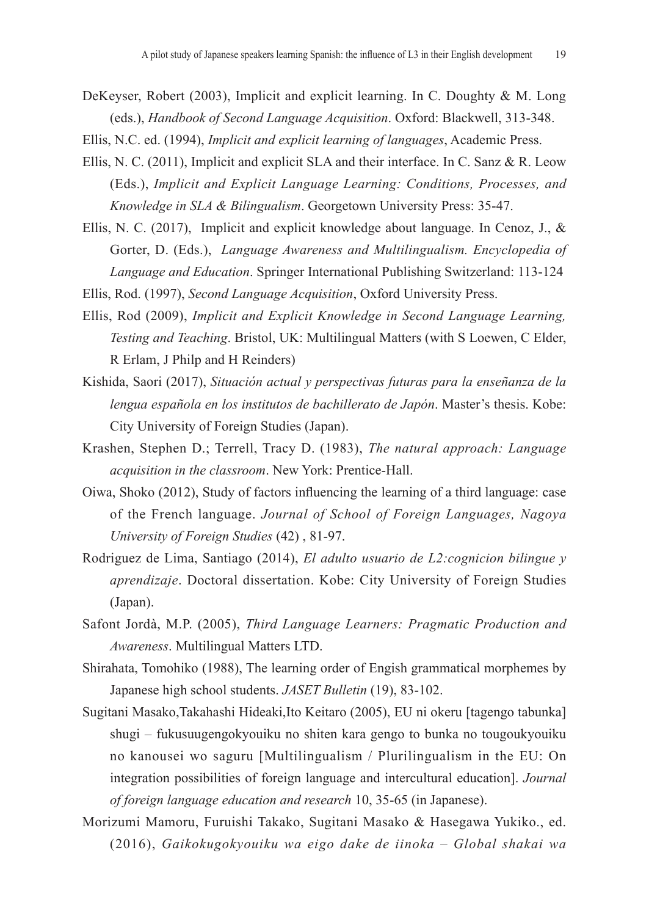DeKeyser, Robert (2003), Implicit and explicit learning. In C. Doughty & M. Long (eds.), *Handbook of Second Language Acquisition*. Oxford: Blackwell, 313-348.

Ellis, N.C. ed. (1994), *Implicit and explicit learning of languages*, Academic Press.

Ellis, N. C. (2011), Implicit and explicit SLA and their interface. In C. Sanz & R. Leow (Eds.), *Implicit and Explicit Language Learning: Conditions, Processes, and Knowledge in SLA & Bilingualism*. Georgetown University Press: 35-47.

Ellis, N. C. (2017), Implicit and explicit knowledge about language. In Cenoz, J., & Gorter, D. (Eds.), *Language Awareness and Multilingualism. Encyclopedia of Language and Education*. Springer International Publishing Switzerland: 113-124

Ellis, Rod. (1997), *Second Language Acquisition*, Oxford University Press.

Ellis, Rod (2009), *Implicit and Explicit Knowledge in Second Language Learning, Testing and Teaching*. Bristol, UK: Multilingual Matters (with S Loewen, C Elder, R Erlam, J Philp and H Reinders)

Kishida, Saori (2017), *Situación actual y perspectivas futuras para la enseñanza de la lengua española en los institutos de bachillerato de Japón*. Master's thesis. Kobe: City University of Foreign Studies (Japan).

Krashen, Stephen D.; Terrell, Tracy D. (1983), *The natural approach: Language acquisition in the classroom*. New York: Prentice-Hall.

Oiwa, Shoko (2012), Study of factors influencing the learning of a third language: case of the French language. *Journal of School of Foreign Languages, Nagoya University of Foreign Studies* (42) , 81-97.

Rodriguez de Lima, Santiago (2014), *El adulto usuario de L2:cognicion bilingue y aprendizaje*. Doctoral dissertation. Kobe: City University of Foreign Studies (Japan).

Safont Jordà, M.P. (2005), *Third Language Learners: Pragmatic Production and Awareness*. Multilingual Matters LTD.

Shirahata, Tomohiko (1988), The learning order of Engish grammatical morphemes by Japanese high school students. *JASET Bulletin* (19), 83-102.

Sugitani Masako,Takahashi Hideaki,Ito Keitaro (2005), EU ni okeru [tagengo tabunka] shugi – fukusuugengokyouiku no shiten kara gengo to bunka no tougoukyouiku no kanousei wo saguru [Multilingualism / Plurilingualism in the EU: On integration possibilities of foreign language and intercultural education]. *Journal of foreign language education and research* 10, 35-65 (in Japanese).

Morizumi Mamoru, Furuishi Takako, Sugitani Masako & Hasegawa Yukiko., ed. (2016), *Gaikokugokyouiku wa eigo dake de iinoka – Global shakai wa*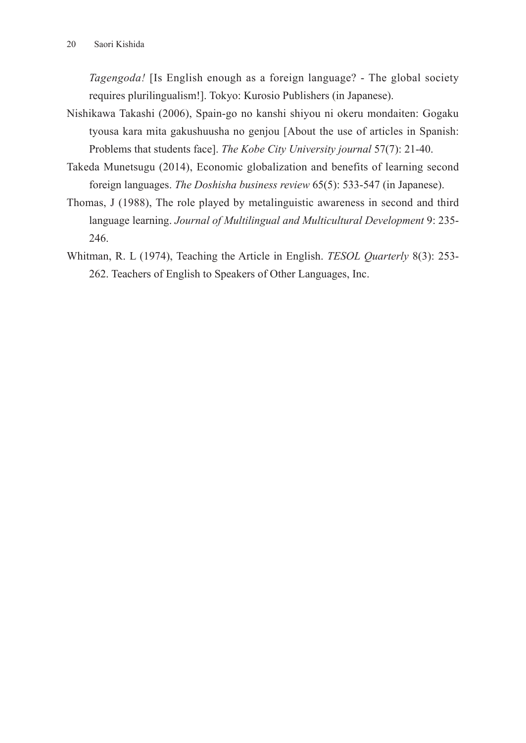*Tagengoda!* [Is English enough as a foreign language? - The global society requires plurilingualism!]. Tokyo: Kurosio Publishers (in Japanese).

Nishikawa Takashi (2006), Spain-go no kanshi shiyou ni okeru mondaiten: Gogaku tyousa kara mita gakushuusha no genjou [About the use of articles in Spanish: Problems that students face]. *The Kobe City University journal* 57(7): 21-40.

Takeda Munetsugu (2014), Economic globalization and benefits of learning second foreign languages. *The Doshisha business review* 65(5): 533-547 (in Japanese).

Thomas, J (1988), The role played by metalinguistic awareness in second and third language learning. *Journal of Multilingual and Multicultural Development* 9: 235-246.

Whitman, R. L (1974), Teaching the Article in English. *TESOL Quarterly* 8(3): 253-262. Teachers of English to Speakers of Other Languages, Inc.